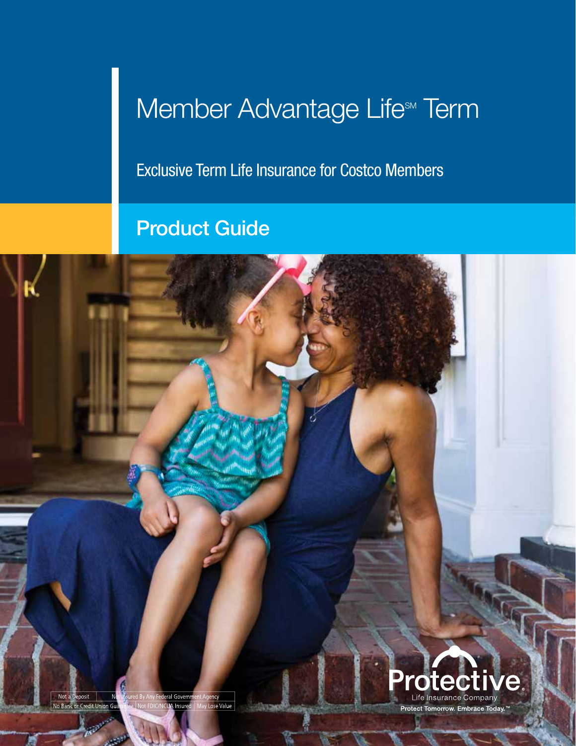# Member Advantage Life℠ Term

## Exclusive Term Life Insurance for Costco Members

## Product Guide

| Not a Deposit | Not Insured By Any Federal Government Agency | |
|---|---|---|
| No Bank or Credit Union Guarantee | Not FDIC/NCUA Insured | May Lose Value |

**Protective**
Life Insurance Company
**Protect Tomorrow. Embrace Today.™**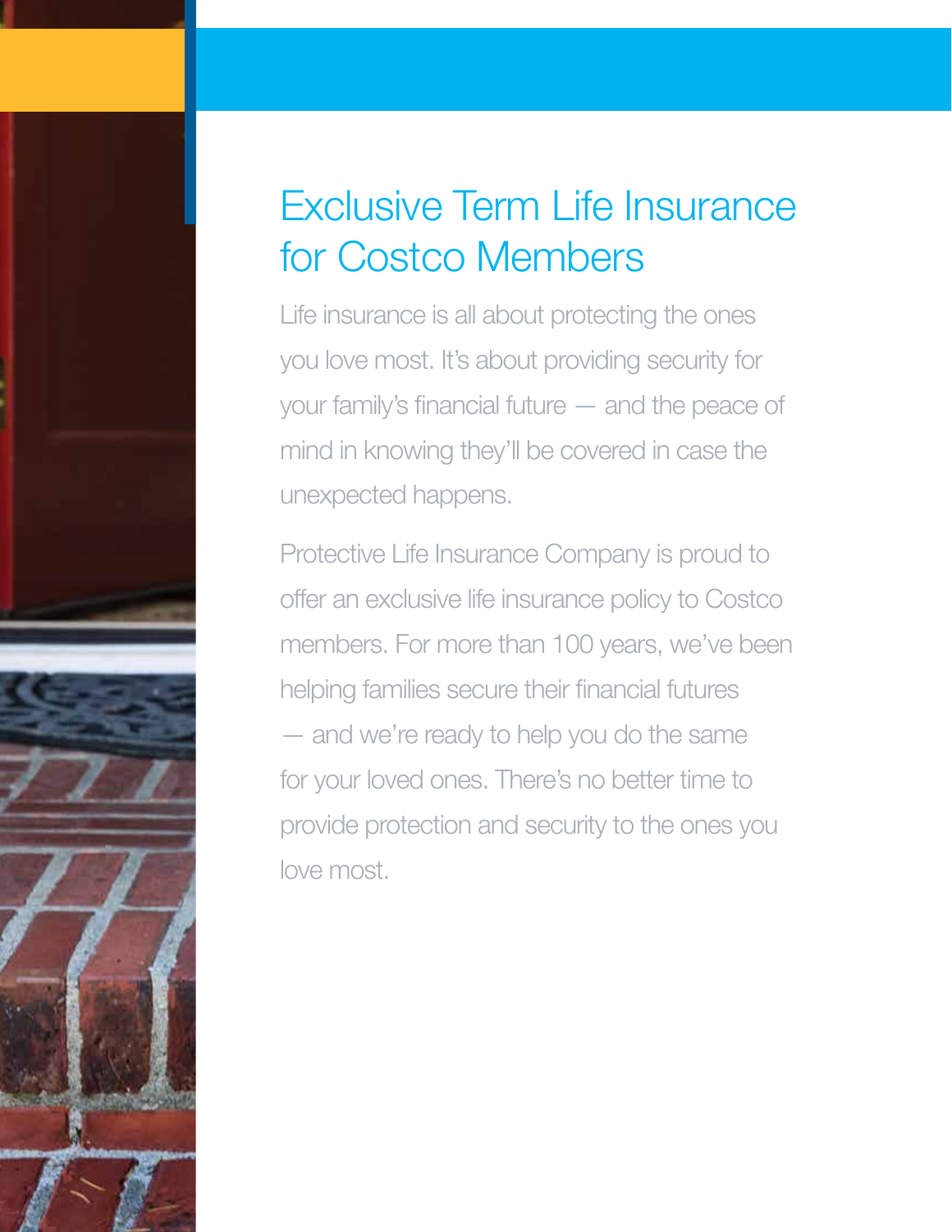# Exclusive Term Life Insurance for Costco Members

Life insurance is all about protecting the ones you love most. It's about providing security for your family's financial future — and the peace of mind in knowing they'll be covered in case the unexpected happens.

Protective Life Insurance Company is proud to offer an exclusive life insurance policy to Costco members. For more than 100 years, we've been helping families secure their financial futures — and we're ready to help you do the same for your loved ones. There's no better time to provide protection and security to the ones you love most.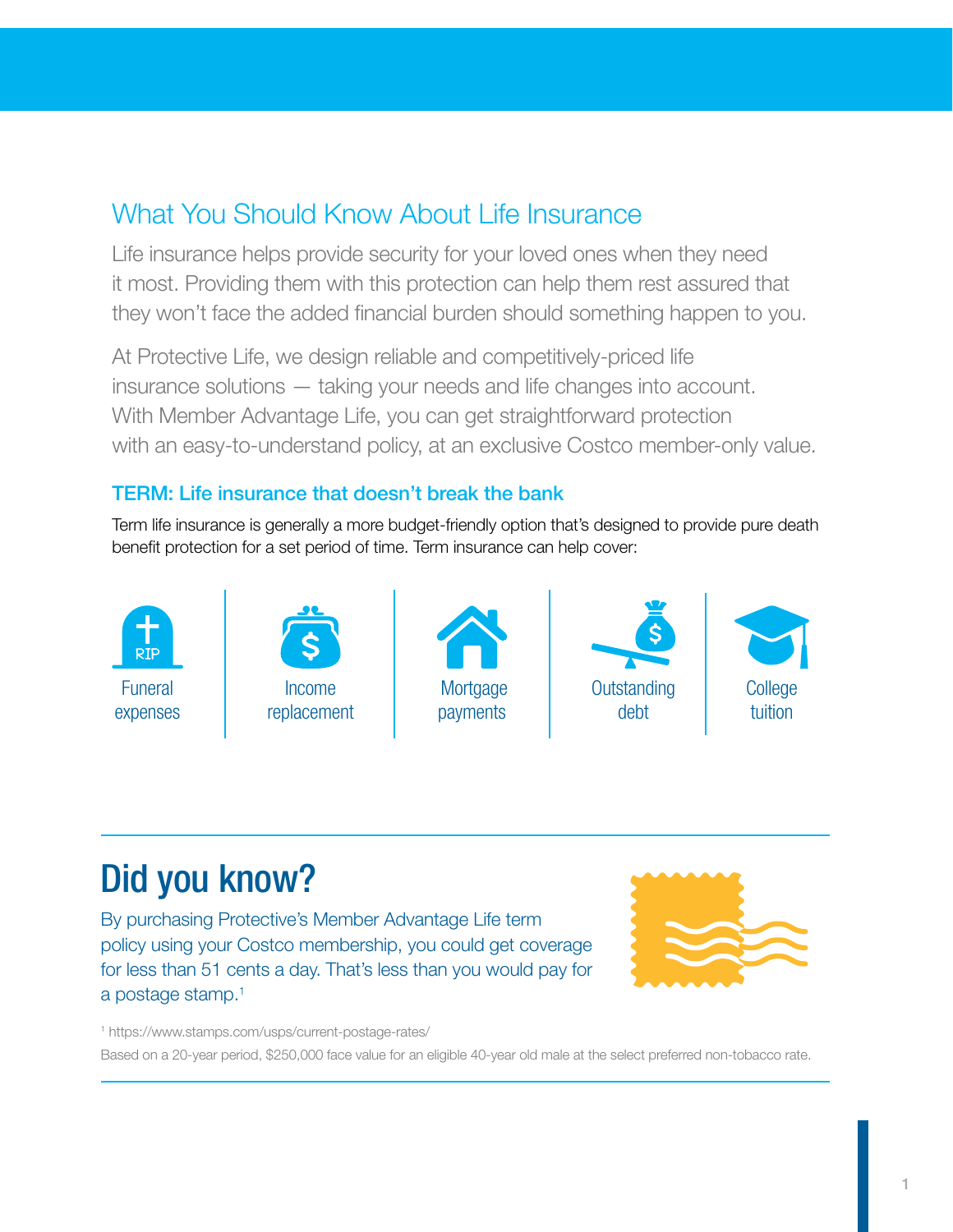## What You Should Know About Life Insurance

Life insurance helps provide security for your loved ones when they need it most. Providing them with this protection can help them rest assured that they won't face the added financial burden should something happen to you.

At Protective Life, we design reliable and competitively-priced life insurance solutions — taking your needs and life changes into account. With Member Advantage Life, you can get straightforward protection with an easy-to-understand policy, at an exclusive Costco member-only value.

### TERM: Life insurance that doesn't break the bank

Term life insurance is generally a more budget-friendly option that's designed to provide pure death benefit protection for a set period of time. Term insurance can help cover:

- Funeral expenses
- Income replacement
- Mortgage payments
- Outstanding debt
- College tuition

## Did you know?

By purchasing Protective's Member Advantage Life term policy using your Costco membership, you could get coverage for less than 51 cents a day. That's less than you would pay for a postage stamp.[1]

[1] https://www.stamps.com/usps/current-postage-rates/

Based on a 20-year period, $250,000 face value for an eligible 40-year old male at the select preferred non-tobacco rate.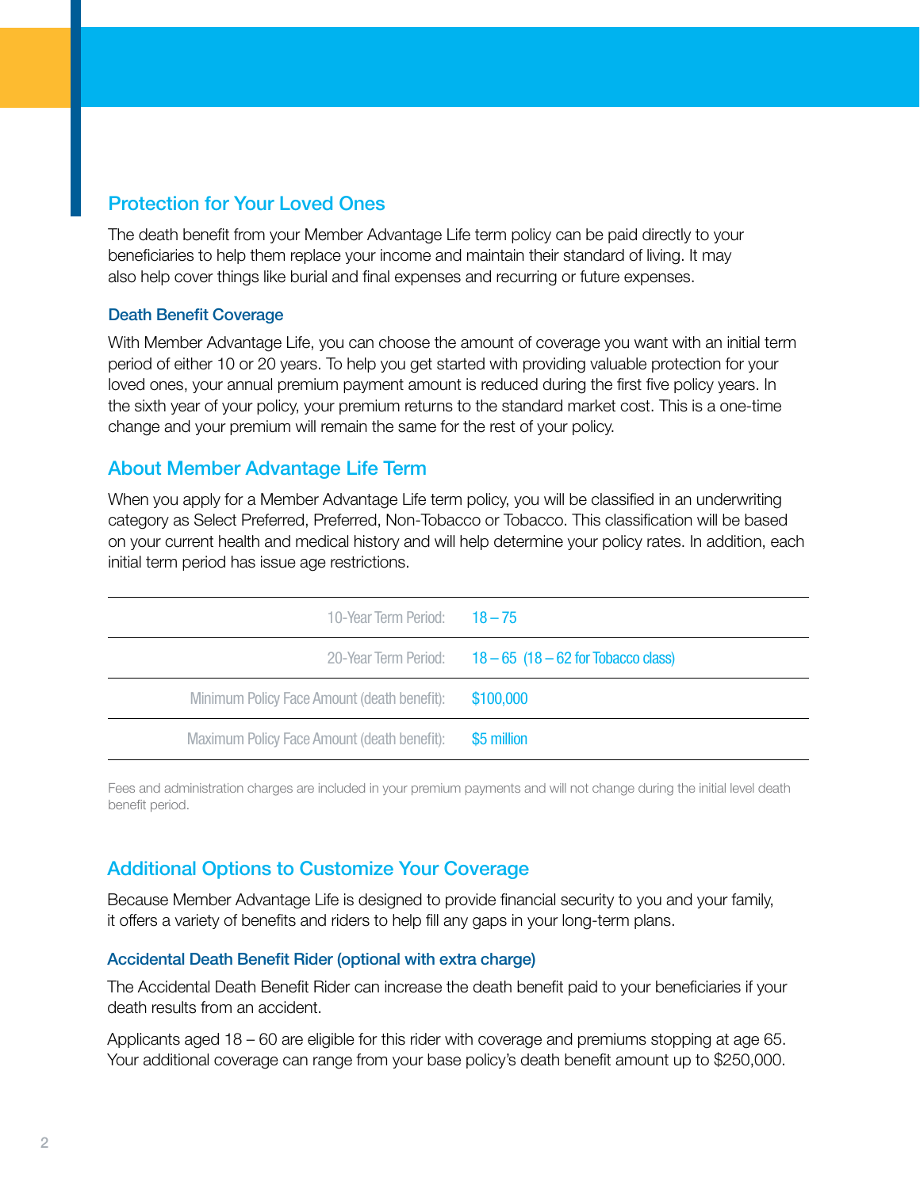## Protection for Your Loved Ones

The death benefit from your Member Advantage Life term policy can be paid directly to your beneficiaries to help them replace your income and maintain their standard of living. It may also help cover things like burial and final expenses and recurring or future expenses.

### Death Benefit Coverage

With Member Advantage Life, you can choose the amount of coverage you want with an initial term period of either 10 or 20 years. To help you get started with providing valuable protection for your loved ones, your annual premium payment amount is reduced during the first five policy years. In the sixth year of your policy, your premium returns to the standard market cost. This is a one-time change and your premium will remain the same for the rest of your policy.

## About Member Advantage Life Term

When you apply for a Member Advantage Life term policy, you will be classified in an underwriting category as Select Preferred, Preferred, Non-Tobacco or Tobacco. This classification will be based on your current health and medical history and will help determine your policy rates. In addition, each initial term period has issue age restrictions.

| | |
|---|---|
| 10-Year Term Period: | 18 – 75 |
| 20-Year Term Period: | 18 – 65 (18 – 62 for Tobacco class) |
| Minimum Policy Face Amount (death benefit): | $100,000 |
| Maximum Policy Face Amount (death benefit): | $5 million |

Fees and administration charges are included in your premium payments and will not change during the initial level death benefit period.

## Additional Options to Customize Your Coverage

Because Member Advantage Life is designed to provide financial security to you and your family, it offers a variety of benefits and riders to help fill any gaps in your long-term plans.

### Accidental Death Benefit Rider (optional with extra charge)

The Accidental Death Benefit Rider can increase the death benefit paid to your beneficiaries if your death results from an accident.

Applicants aged 18 – 60 are eligible for this rider with coverage and premiums stopping at age 65. Your additional coverage can range from your base policy's death benefit amount up to $250,000.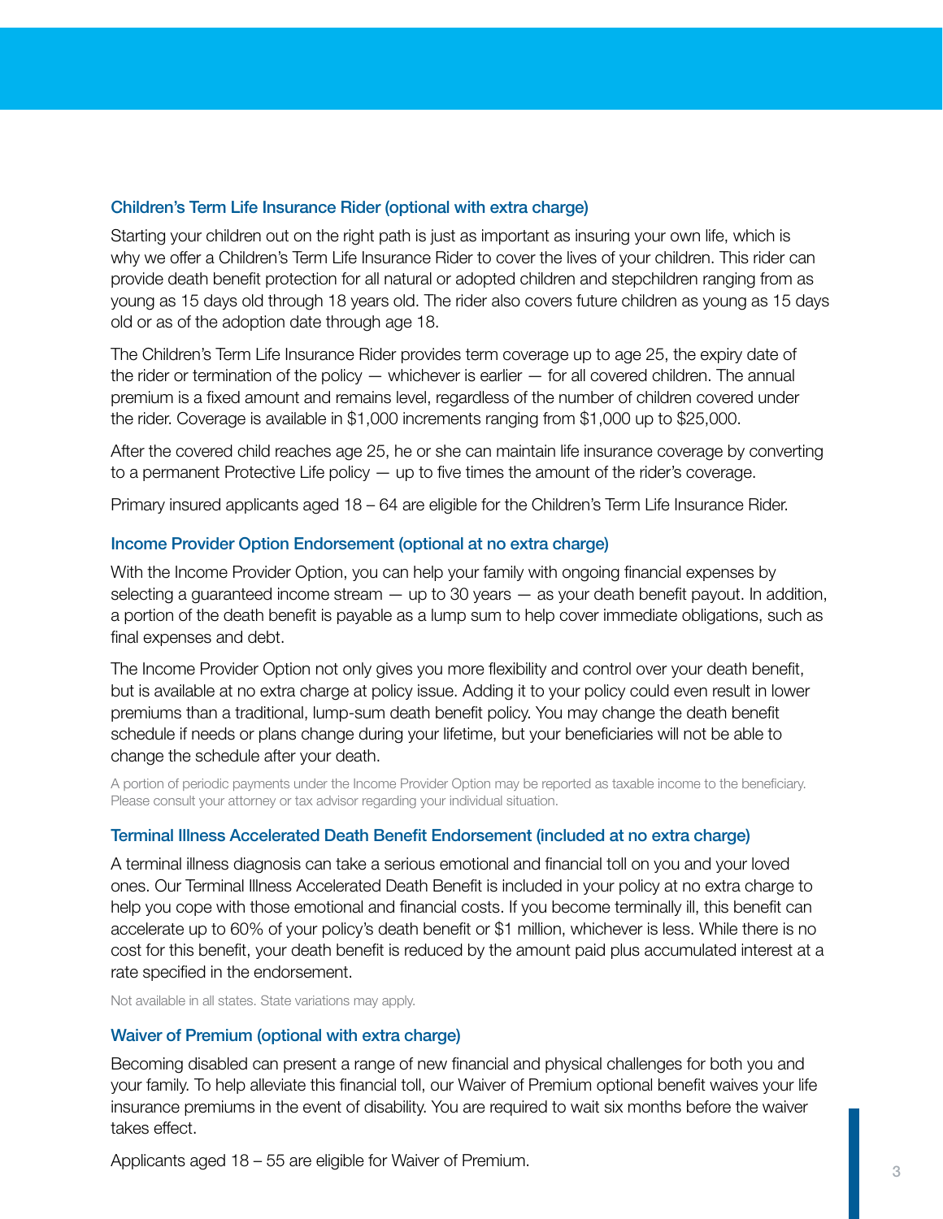### Children's Term Life Insurance Rider (optional with extra charge)

Starting your children out on the right path is just as important as insuring your own life, which is why we offer a Children's Term Life Insurance Rider to cover the lives of your children. This rider can provide death benefit protection for all natural or adopted children and stepchildren ranging from as young as 15 days old through 18 years old. The rider also covers future children as young as 15 days old or as of the adoption date through age 18.

The Children's Term Life Insurance Rider provides term coverage up to age 25, the expiry date of the rider or termination of the policy — whichever is earlier — for all covered children. The annual premium is a fixed amount and remains level, regardless of the number of children covered under the rider. Coverage is available in $1,000 increments ranging from $1,000 up to $25,000.

After the covered child reaches age 25, he or she can maintain life insurance coverage by converting to a permanent Protective Life policy — up to five times the amount of the rider's coverage.

Primary insured applicants aged 18 – 64 are eligible for the Children's Term Life Insurance Rider.

### Income Provider Option Endorsement (optional at no extra charge)

With the Income Provider Option, you can help your family with ongoing financial expenses by selecting a guaranteed income stream — up to 30 years — as your death benefit payout. In addition, a portion of the death benefit is payable as a lump sum to help cover immediate obligations, such as final expenses and debt.

The Income Provider Option not only gives you more flexibility and control over your death benefit, but is available at no extra charge at policy issue. Adding it to your policy could even result in lower premiums than a traditional, lump-sum death benefit policy. You may change the death benefit schedule if needs or plans change during your lifetime, but your beneficiaries will not be able to change the schedule after your death.

A portion of periodic payments under the Income Provider Option may be reported as taxable income to the beneficiary. Please consult your attorney or tax advisor regarding your individual situation.

### Terminal Illness Accelerated Death Benefit Endorsement (included at no extra charge)

A terminal illness diagnosis can take a serious emotional and financial toll on you and your loved ones. Our Terminal Illness Accelerated Death Benefit is included in your policy at no extra charge to help you cope with those emotional and financial costs. If you become terminally ill, this benefit can accelerate up to 60% of your policy's death benefit or $1 million, whichever is less. While there is no cost for this benefit, your death benefit is reduced by the amount paid plus accumulated interest at a rate specified in the endorsement.

Not available in all states. State variations may apply.

### Waiver of Premium (optional with extra charge)

Becoming disabled can present a range of new financial and physical challenges for both you and your family. To help alleviate this financial toll, our Waiver of Premium optional benefit waives your life insurance premiums in the event of disability. You are required to wait six months before the waiver takes effect.

Applicants aged 18 – 55 are eligible for Waiver of Premium.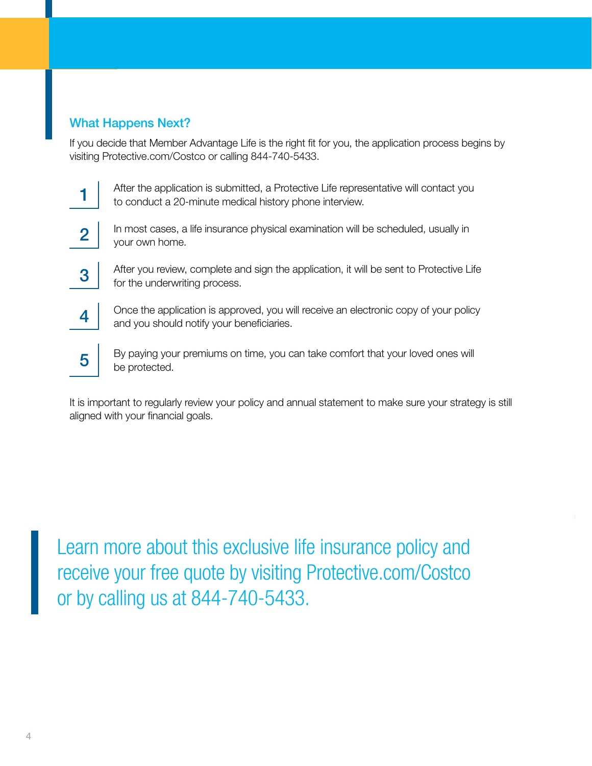## What Happens Next?

If you decide that Member Advantage Life is the right fit for you, the application process begins by visiting Protective.com/Costco or calling 844-740-5433.

1. After the application is submitted, a Protective Life representative will contact you to conduct a 20-minute medical history phone interview.
2. In most cases, a life insurance physical examination will be scheduled, usually in your own home.
3. After you review, complete and sign the application, it will be sent to Protective Life for the underwriting process.
4. Once the application is approved, you will receive an electronic copy of your policy and you should notify your beneficiaries.
5. By paying your premiums on time, you can take comfort that your loved ones will be protected.

It is important to regularly review your policy and annual statement to make sure your strategy is still aligned with your financial goals.

Learn more about this exclusive life insurance policy and receive your free quote by visiting Protective.com/Costco or by calling us at 844-740-5433.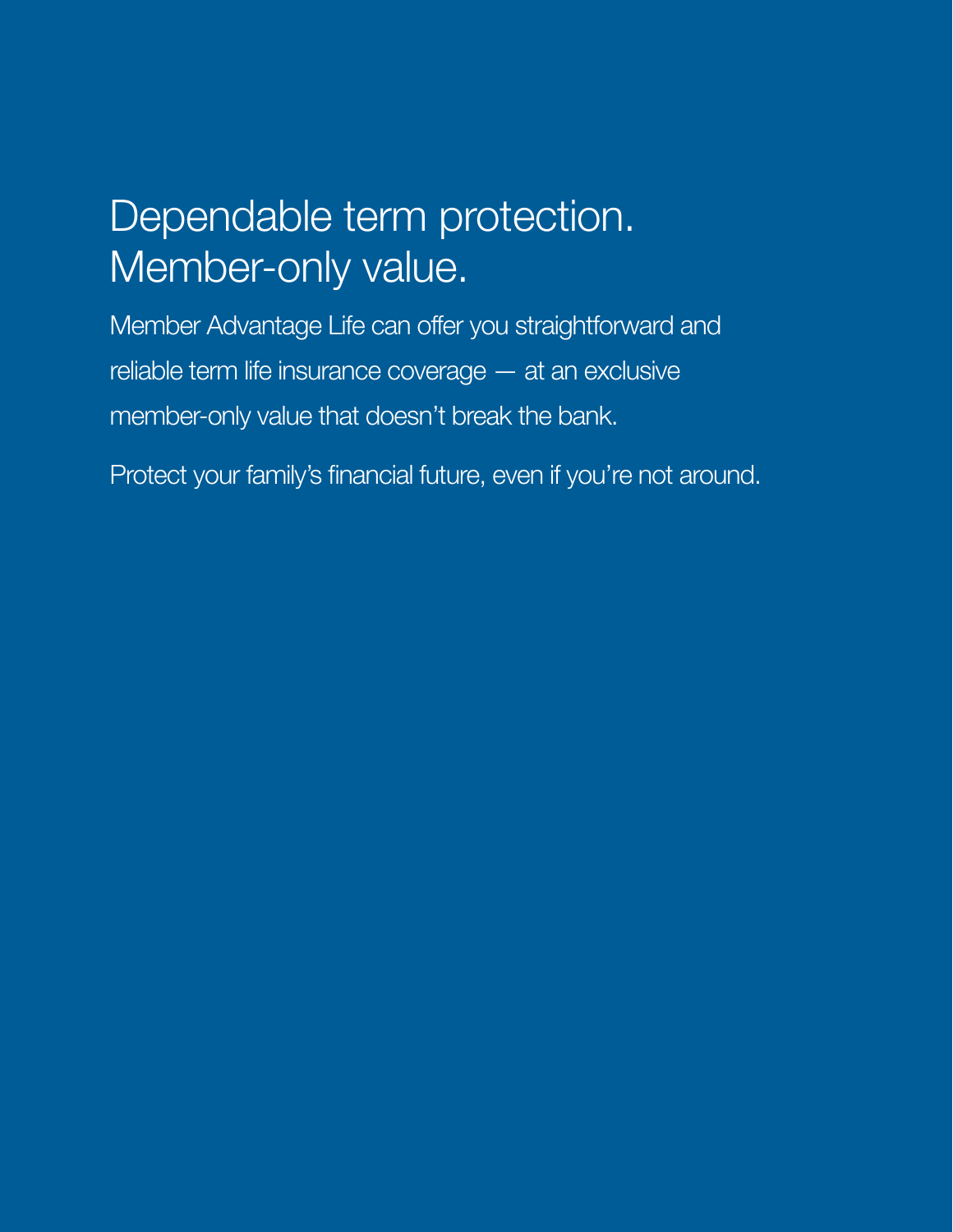# Dependable term protection. Member-only value.

Member Advantage Life can offer you straightforward and reliable term life insurance coverage — at an exclusive member-only value that doesn't break the bank.

Protect your family's financial future, even if you're not around.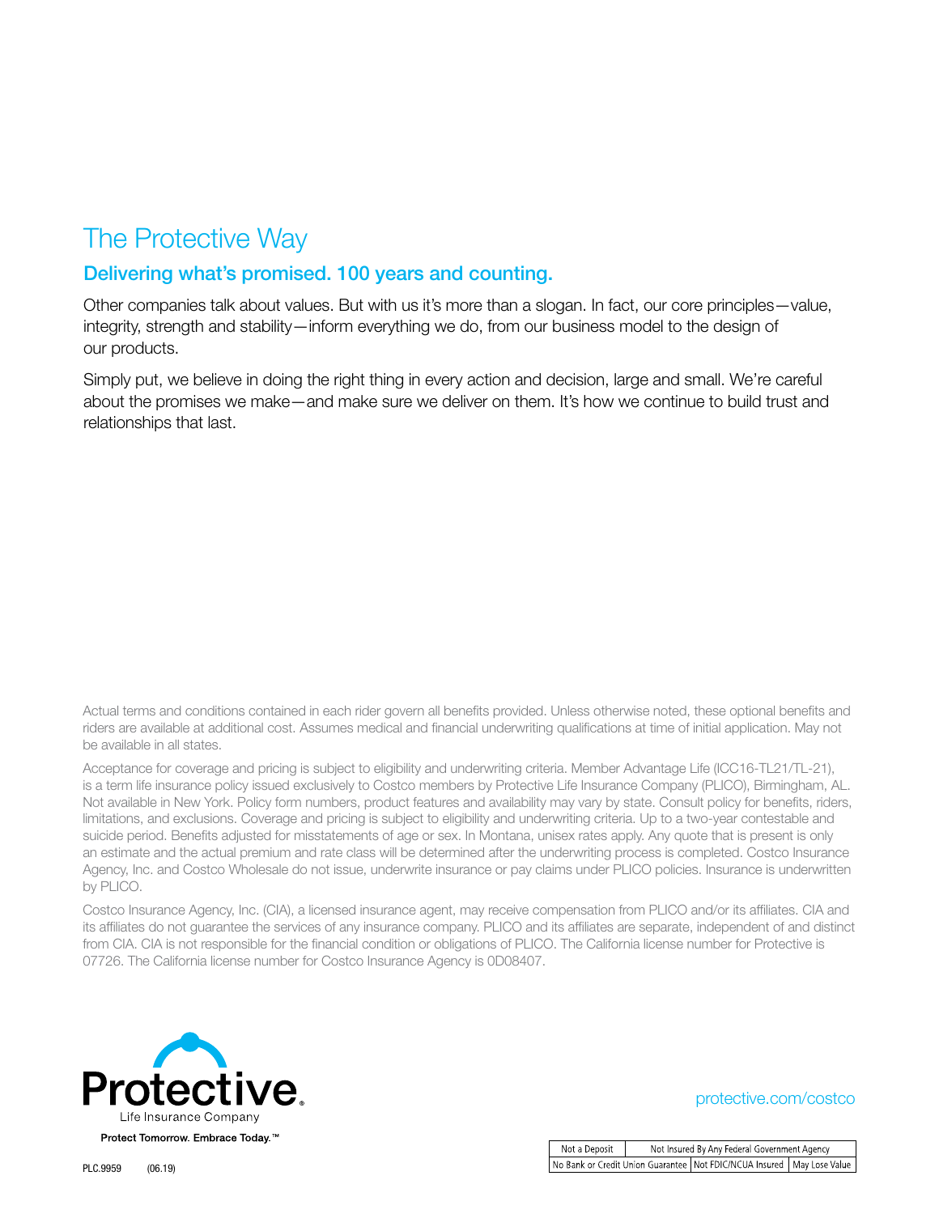# The Protective Way

## Delivering what's promised. 100 years and counting.

Other companies talk about values. But with us it's more than a slogan. In fact, our core principles—value, integrity, strength and stability—inform everything we do, from our business model to the design of our products.

Simply put, we believe in doing the right thing in every action and decision, large and small. We're careful about the promises we make—and make sure we deliver on them. It's how we continue to build trust and relationships that last.

Actual terms and conditions contained in each rider govern all benefits provided. Unless otherwise noted, these optional benefits and riders are available at additional cost. Assumes medical and financial underwriting qualifications at time of initial application. May not be available in all states.

Acceptance for coverage and pricing is subject to eligibility and underwriting criteria. Member Advantage Life (ICC16-TL21/TL-21), is a term life insurance policy issued exclusively to Costco members by Protective Life Insurance Company (PLICO), Birmingham, AL. Not available in New York. Policy form numbers, product features and availability may vary by state. Consult policy for benefits, riders, limitations, and exclusions. Coverage and pricing is subject to eligibility and underwriting criteria. Up to a two-year contestable and suicide period. Benefits adjusted for misstatements of age or sex. In Montana, unisex rates apply. Any quote that is present is only an estimate and the actual premium and rate class will be determined after the underwriting process is completed. Costco Insurance Agency, Inc. and Costco Wholesale do not issue, underwrite insurance or pay claims under PLICO policies. Insurance is underwritten by PLICO.

Costco Insurance Agency, Inc. (CIA), a licensed insurance agent, may receive compensation from PLICO and/or its affiliates. CIA and its affiliates do not guarantee the services of any insurance company. PLICO and its affiliates are separate, independent of and distinct from CIA. CIA is not responsible for the financial condition or obligations of PLICO. The California license number for Protective is 07726. The California license number for Costco Insurance Agency is 0D08407.

Protective. Life Insurance Company

Protect Tomorrow. Embrace Today.™

protective.com/costco

| | | |
|---|---|---|
| Not a Deposit | Not Insured By Any Federal Government Agency | |
| No Bank or Credit Union Guarantee | Not FDIC/NCUA Insured | May Lose Value |

PLC.9959 (06.19)